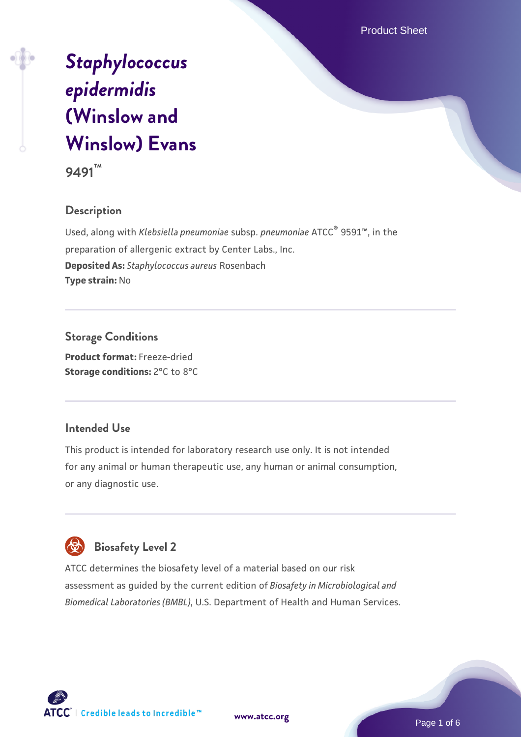# *Staphylococcus epidermidis* (Winslow and Winslow) Evans

**9491™**

## Description

Used, along with *Klebsiella pneumoniae* subsp. *pneumoniae* ATCC® 9591™, in the preparation of allergenic extract by Center Labs., Inc.

**Deposited As:** *Staphylococcus aureus* Rosenbach

**Type strain:** No

## Storage Conditions

**Product format:** Freeze-dried

**Storage conditions:** 2°C to 8°C

## Intended Use

This product is intended for laboratory research use only. It is not intended for any animal or human therapeutic use, any human or animal consumption, or any diagnostic use.

## Biosafety Level 2

ATCC determines the biosafety level of a material based on our risk assessment as guided by the current edition of *Biosafety in Microbiological and Biomedical Laboratories (BMBL)*, U.S. Department of Health and Human Services.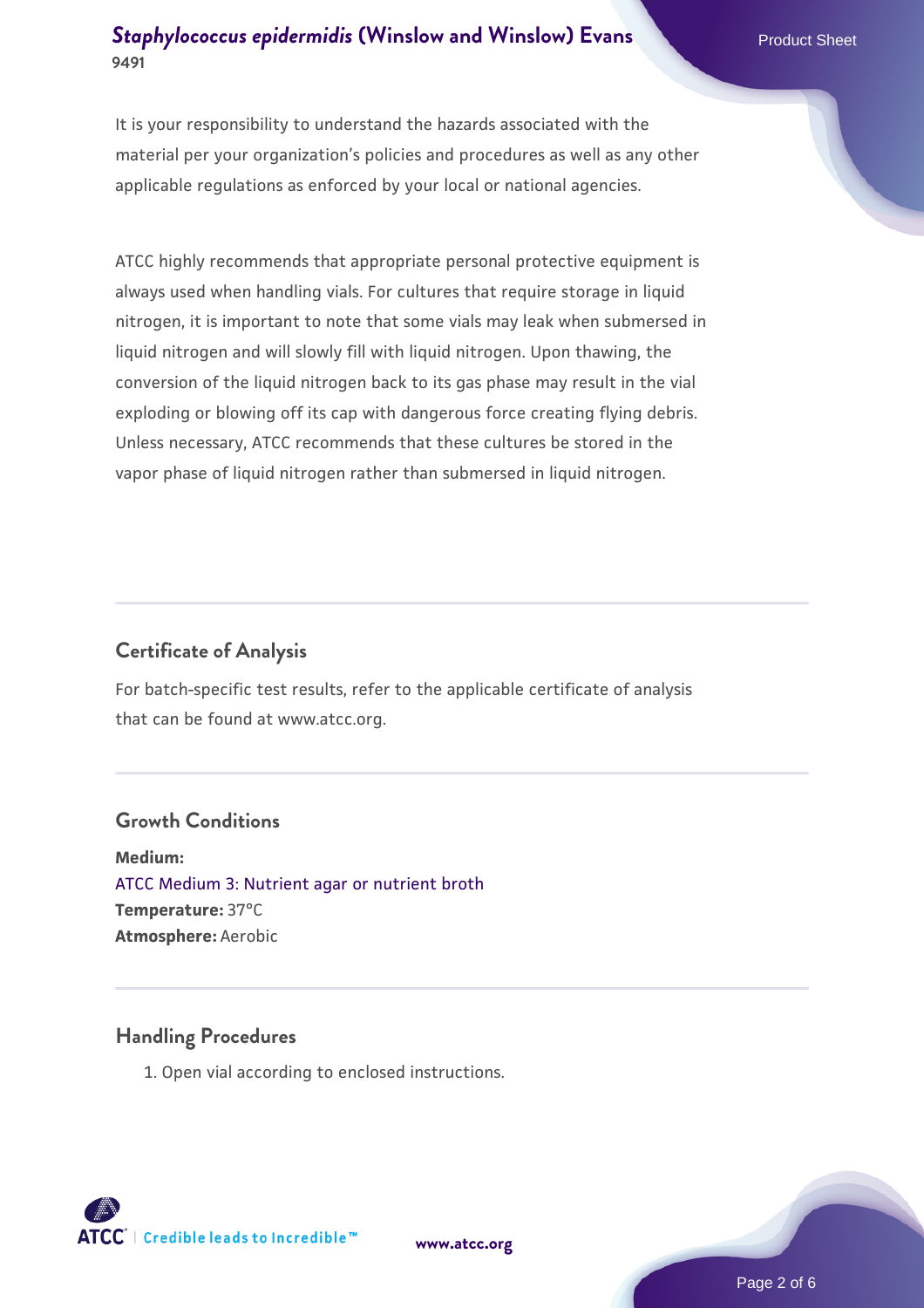It is your responsibility to understand the hazards associated with the material per your organization's policies and procedures as well as any other applicable regulations as enforced by your local or national agencies.

ATCC highly recommends that appropriate personal protective equipment is always used when handling vials. For cultures that require storage in liquid nitrogen, it is important to note that some vials may leak when submersed in liquid nitrogen and will slowly fill with liquid nitrogen. Upon thawing, the conversion of the liquid nitrogen back to its gas phase may result in the vial exploding or blowing off its cap with dangerous force creating flying debris. Unless necessary, ATCC recommends that these cultures be stored in the vapor phase of liquid nitrogen rather than submersed in liquid nitrogen.

## Certificate of Analysis

For batch-specific test results, refer to the applicable certificate of analysis that can be found at www.atcc.org.

## Growth Conditions

**Medium:**
ATCC Medium 3: Nutrient agar or nutrient broth
**Temperature:** 37°C
**Atmosphere:** Aerobic

## Handling Procedures

1. Open vial according to enclosed instructions.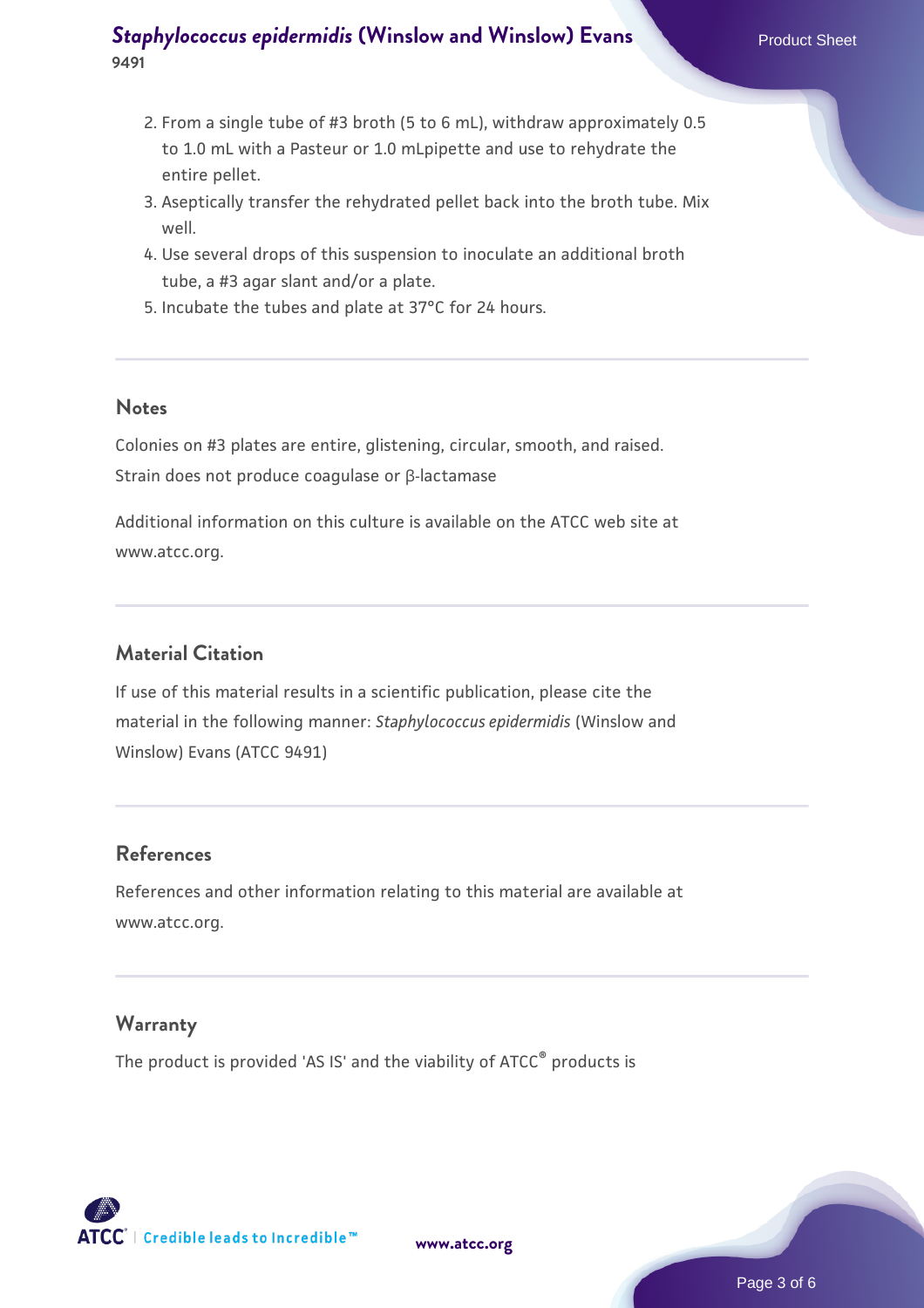2. From a single tube of #3 broth (5 to 6 mL), withdraw approximately 0.5 to 1.0 mL with a Pasteur or 1.0 mLpipette and use to rehydrate the entire pellet.
3. Aseptically transfer the rehydrated pellet back into the broth tube. Mix well.
4. Use several drops of this suspension to inoculate an additional broth tube, a #3 agar slant and/or a plate.
5. Incubate the tubes and plate at 37°C for 24 hours.

## Notes

Colonies on #3 plates are entire, glistening, circular, smooth, and raised.
Strain does not produce coagulase or β-lactamase

Additional information on this culture is available on the ATCC web site at www.atcc.org.

## Material Citation

If use of this material results in a scientific publication, please cite the material in the following manner: *Staphylococcus epidermidis* (Winslow and Winslow) Evans (ATCC 9491)

## References

References and other information relating to this material are available at www.atcc.org.

## Warranty

The product is provided 'AS IS' and the viability of ATCC® products is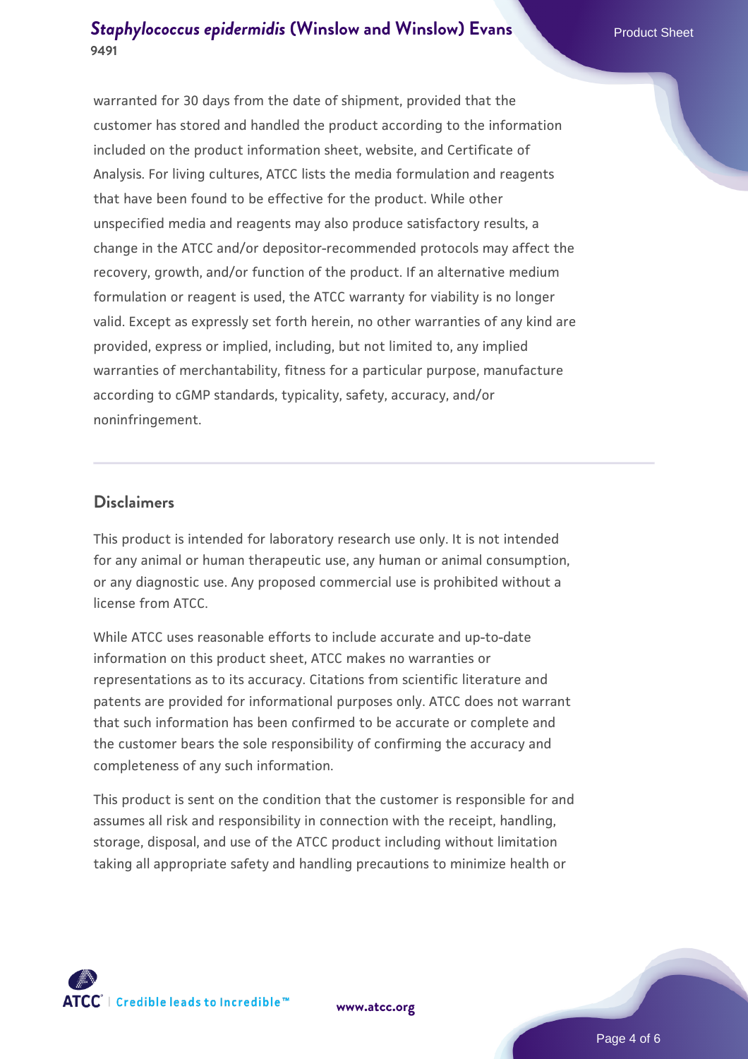warranted for 30 days from the date of shipment, provided that the customer has stored and handled the product according to the information included on the product information sheet, website, and Certificate of Analysis. For living cultures, ATCC lists the media formulation and reagents that have been found to be effective for the product. While other unspecified media and reagents may also produce satisfactory results, a change in the ATCC and/or depositor-recommended protocols may affect the recovery, growth, and/or function of the product. If an alternative medium formulation or reagent is used, the ATCC warranty for viability is no longer valid. Except as expressly set forth herein, no other warranties of any kind are provided, express or implied, including, but not limited to, any implied warranties of merchantability, fitness for a particular purpose, manufacture according to cGMP standards, typicality, safety, accuracy, and/or noninfringement.

## Disclaimers

This product is intended for laboratory research use only. It is not intended for any animal or human therapeutic use, any human or animal consumption, or any diagnostic use. Any proposed commercial use is prohibited without a license from ATCC.

While ATCC uses reasonable efforts to include accurate and up-to-date information on this product sheet, ATCC makes no warranties or representations as to its accuracy. Citations from scientific literature and patents are provided for informational purposes only. ATCC does not warrant that such information has been confirmed to be accurate or complete and the customer bears the sole responsibility of confirming the accuracy and completeness of any such information.

This product is sent on the condition that the customer is responsible for and assumes all risk and responsibility in connection with the receipt, handling, storage, disposal, and use of the ATCC product including without limitation taking all appropriate safety and handling precautions to minimize health or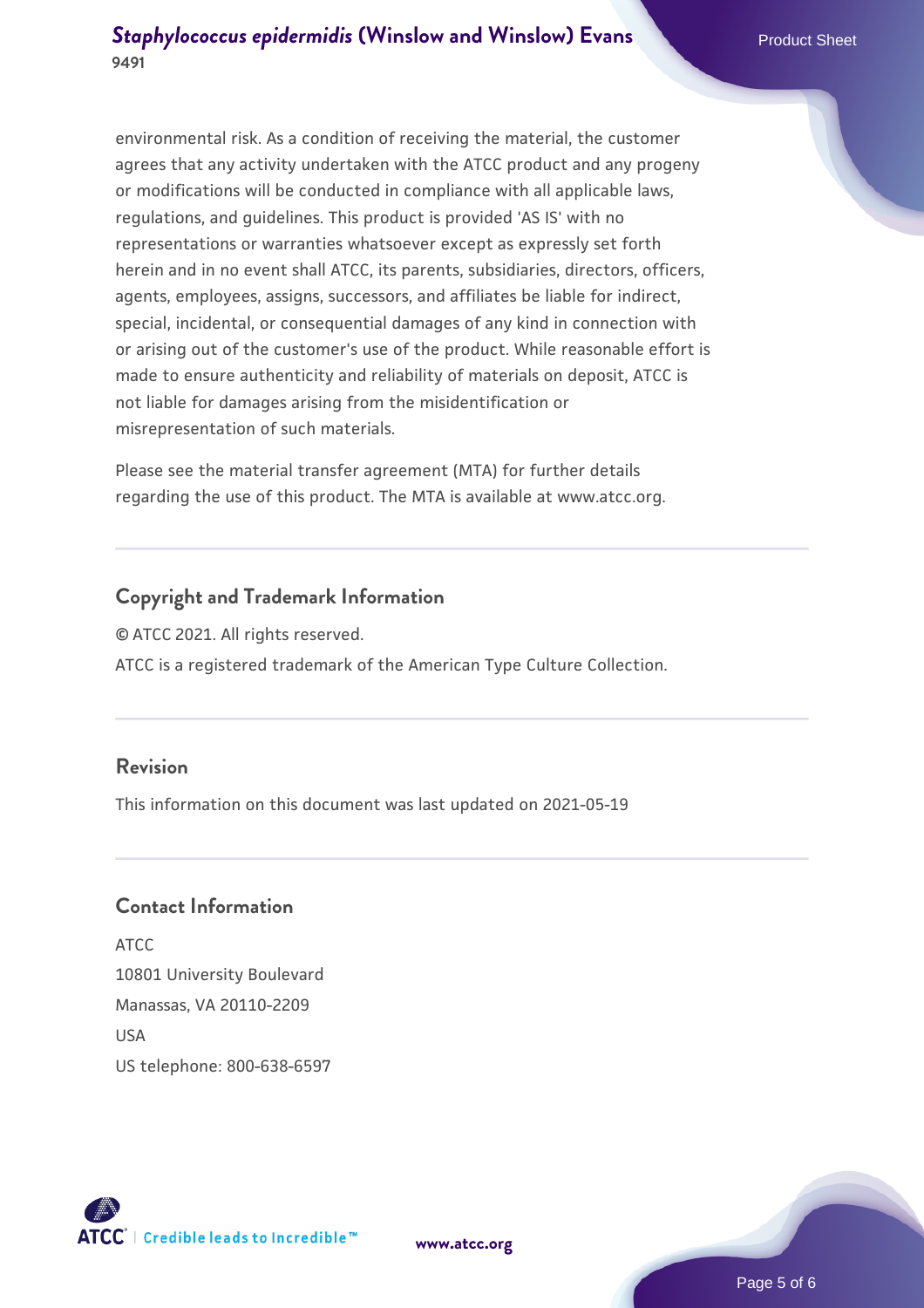environmental risk. As a condition of receiving the material, the customer agrees that any activity undertaken with the ATCC product and any progeny or modifications will be conducted in compliance with all applicable laws, regulations, and guidelines. This product is provided 'AS IS' with no representations or warranties whatsoever except as expressly set forth herein and in no event shall ATCC, its parents, subsidiaries, directors, officers, agents, employees, assigns, successors, and affiliates be liable for indirect, special, incidental, or consequential damages of any kind in connection with or arising out of the customer's use of the product. While reasonable effort is made to ensure authenticity and reliability of materials on deposit, ATCC is not liable for damages arising from the misidentification or misrepresentation of such materials.

Please see the material transfer agreement (MTA) for further details regarding the use of this product. The MTA is available at www.atcc.org.

## Copyright and Trademark Information

© ATCC 2021. All rights reserved.

ATCC is a registered trademark of the American Type Culture Collection.

## Revision

This information on this document was last updated on 2021-05-19

## Contact Information

ATCC
10801 University Boulevard
Manassas, VA 20110-2209
USA
US telephone: 800-638-6597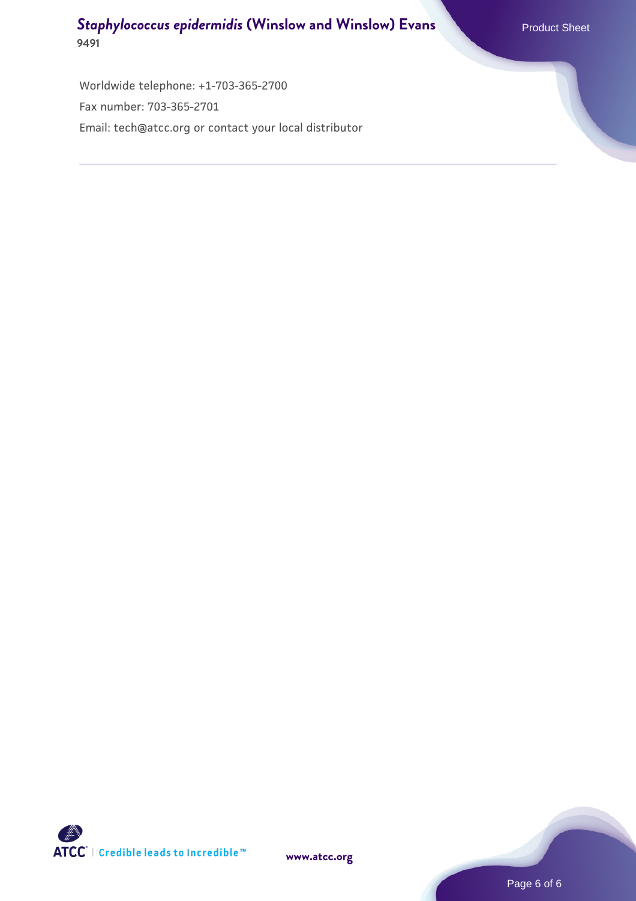Worldwide telephone: +1-703-365-2700

Fax number: 703-365-2701

Email: tech@atcc.org or contact your local distributor